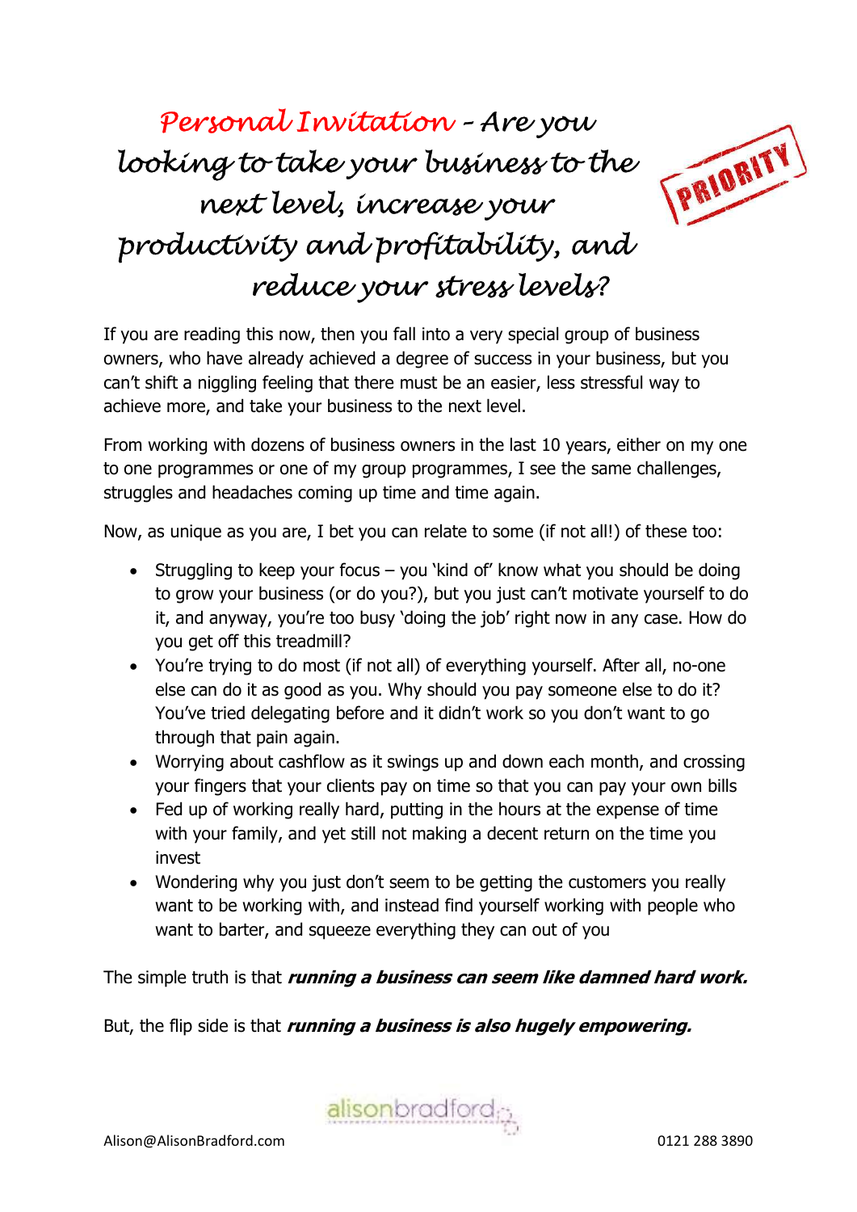# Personal Invitation – Are you looking to take your business to the next level, increase your productivity and profitability, and reduce your stress levels?

PRIORITY

If you are reading this now, then you fall into a very special group of business owners, who have already achieved a degree of success in your business, but you can't shift a niggling feeling that there must be an easier, less stressful way to achieve more, and take your business to the next level.

From working with dozens of business owners in the last 10 years, either on my one to one programmes or one of my group programmes, I see the same challenges, struggles and headaches coming up time and time again.

Now, as unique as you are, I bet you can relate to some (if not all!) of these too:

- Struggling to keep your focus – you 'kind of' know what you should be doing to grow your business (or do you?), but you just can't motivate yourself to do it, and anyway, you're too busy 'doing the job' right now in any case. How do you get off this treadmill?
- You're trying to do most (if not all) of everything yourself. After all, no-one else can do it as good as you. Why should you pay someone else to do it? You've tried delegating before and it didn't work so you don't want to go through that pain again.
- Worrying about cashflow as it swings up and down each month, and crossing your fingers that your clients pay on time so that you can pay your own bills
- Fed up of working really hard, putting in the hours at the expense of time with your family, and yet still not making a decent return on the time you invest
- Wondering why you just don't seem to be getting the customers you really want to be working with, and instead find yourself working with people who want to barter, and squeeze everything they can out of you

The simple truth is that ***running a business can seem like damned hard work.***

But, the flip side is that ***running a business is also hugely empowering.***

alisonbradford

Alison@AlisonBradford.com 0121 288 3890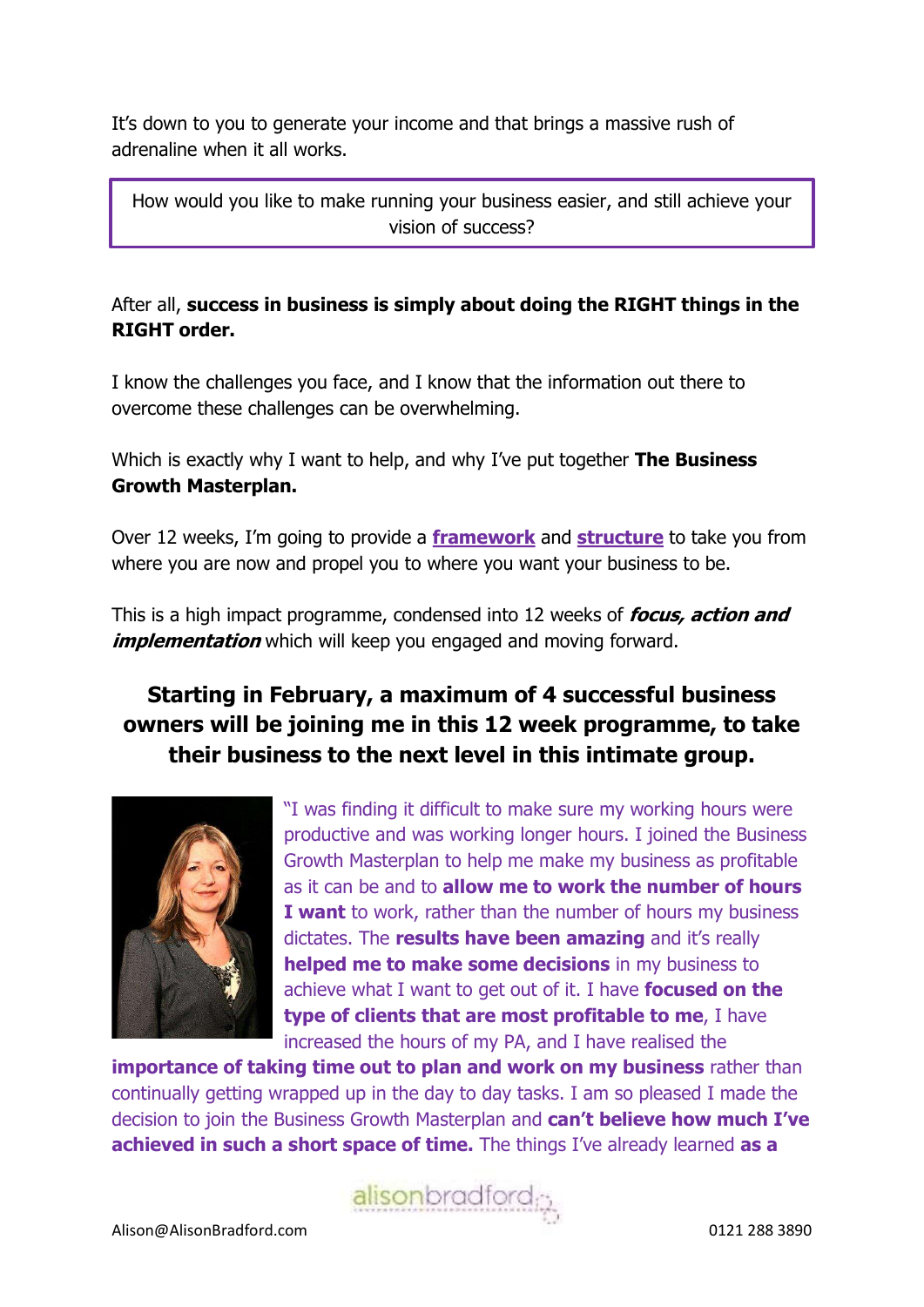It's down to you to generate your income and that brings a massive rush of adrenaline when it all works.

> How would you like to make running your business easier, and still achieve your vision of success?

After all, **success in business is simply about doing the RIGHT things in the RIGHT order.**

I know the challenges you face, and I know that the information out there to overcome these challenges can be overwhelming.

Which is exactly why I want to help, and why I've put together **The Business Growth Masterplan.**

Over 12 weeks, I'm going to provide a **framework** and **structure** to take you from where you are now and propel you to where you want your business to be.

This is a high impact programme, condensed into 12 weeks of ***focus, action and implementation*** which will keep you engaged and moving forward.

## Starting in February, a maximum of 4 successful business owners will be joining me in this 12 week programme, to take their business to the next level in this intimate group.

"I was finding it difficult to make sure my working hours were productive and was working longer hours. I joined the Business Growth Masterplan to help me make my business as profitable as it can be and to **allow me to work the number of hours I want** to work, rather than the number of hours my business dictates. The **results have been amazing** and it's really **helped me to make some decisions** in my business to achieve what I want to get out of it. I have **focused on the type of clients that are most profitable to me**, I have increased the hours of my PA, and I have realised the **importance of taking time out to plan and work on my business** rather than continually getting wrapped up in the day to day tasks. I am so pleased I made the decision to join the Business Growth Masterplan and **can't believe how much I've achieved in such a short space of time.** The things I've already learned **as a**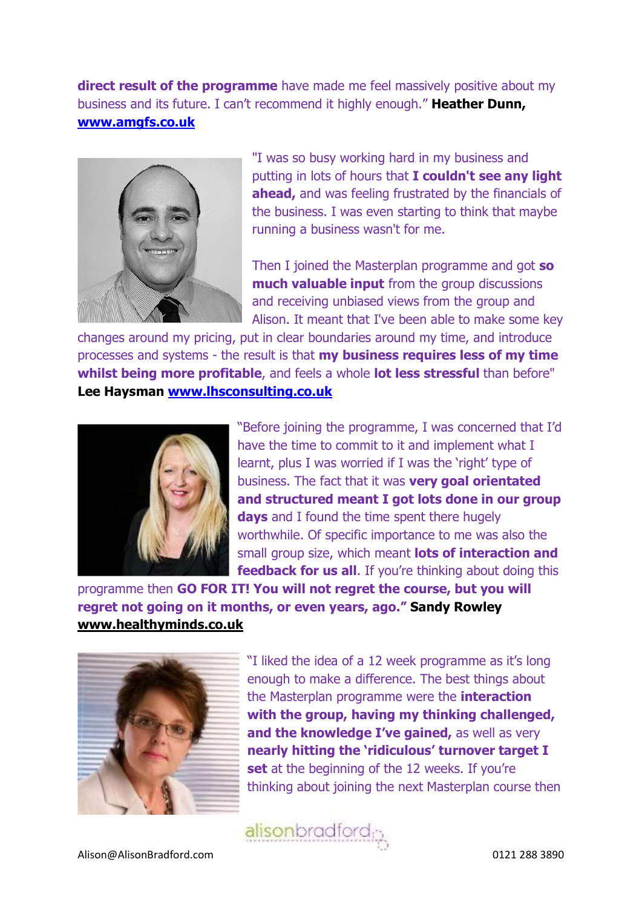**direct result of the programme** have made me feel massively positive about my business and its future. I can't recommend it highly enough." **Heather Dunn, [www.amgfs.co.uk](www.amgfs.co.uk)**

"I was so busy working hard in my business and putting in lots of hours that **I couldn't see any light ahead,** and was feeling frustrated by the financials of the business. I was even starting to think that maybe running a business wasn't for me.

Then I joined the Masterplan programme and got **so much valuable input** from the group discussions and receiving unbiased views from the group and Alison. It meant that I've been able to make some key changes around my pricing, put in clear boundaries around my time, and introduce processes and systems - the result is that **my business requires less of my time whilst being more profitable**, and feels a whole **lot less stressful** than before" **Lee Haysman [www.lhsconsulting.co.uk](www.lhsconsulting.co.uk)**

"Before joining the programme, I was concerned that I'd have the time to commit to it and implement what I learnt, plus I was worried if I was the 'right' type of business. The fact that it was **very goal orientated and structured meant I got lots done in our group days** and I found the time spent there hugely worthwhile. Of specific importance to me was also the small group size, which meant **lots of interaction and feedback for us all**. If you're thinking about doing this programme then **GO FOR IT! You will not regret the course, but you will regret not going on it months, or even years, ago." Sandy Rowley [www.healthyminds.co.uk](www.healthyminds.co.uk)**

"I liked the idea of a 12 week programme as it's long enough to make a difference. The best things about the Masterplan programme were the **interaction with the group, having my thinking challenged, and the knowledge I've gained,** as well as very **nearly hitting the 'ridiculous' turnover target I set** at the beginning of the 12 weeks. If you're thinking about joining the next Masterplan course then

alisonbradford

Alison@AlisonBradford.com 0121 288 3890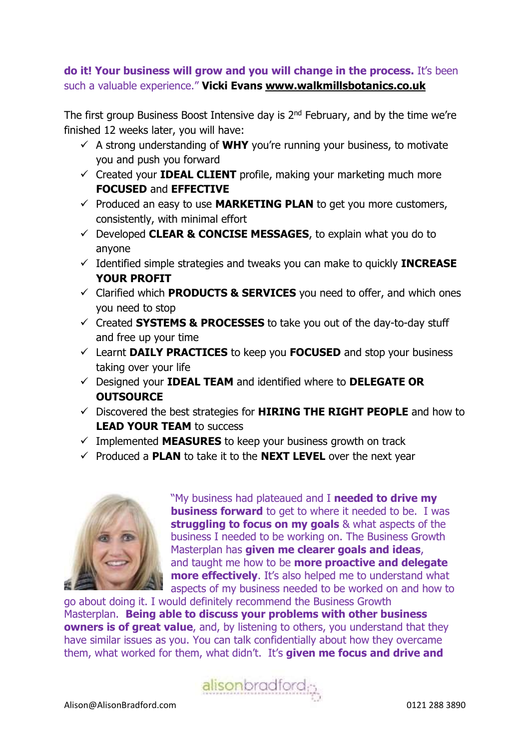**do it! Your business will grow and you will change in the process.** It's been such a valuable experience." **Vicki Evans www.walkmillsbotanics.co.uk**

The first group Business Boost Intensive day is 2nd February, and by the time we're finished 12 weeks later, you will have:

- ✓ A strong understanding of **WHY** you're running your business, to motivate you and push you forward
- ✓ Created your **IDEAL CLIENT** profile, making your marketing much more **FOCUSED** and **EFFECTIVE**
- ✓ Produced an easy to use **MARKETING PLAN** to get you more customers, consistently, with minimal effort
- ✓ Developed **CLEAR & CONCISE MESSAGES**, to explain what you do to anyone
- ✓ Identified simple strategies and tweaks you can make to quickly **INCREASE YOUR PROFIT**
- ✓ Clarified which **PRODUCTS & SERVICES** you need to offer, and which ones you need to stop
- ✓ Created **SYSTEMS & PROCESSES** to take you out of the day-to-day stuff and free up your time
- ✓ Learnt **DAILY PRACTICES** to keep you **FOCUSED** and stop your business taking over your life
- ✓ Designed your **IDEAL TEAM** and identified where to **DELEGATE OR OUTSOURCE**
- ✓ Discovered the best strategies for **HIRING THE RIGHT PEOPLE** and how to **LEAD YOUR TEAM** to success
- ✓ Implemented **MEASURES** to keep your business growth on track
- ✓ Produced a **PLAN** to take it to the **NEXT LEVEL** over the next year

"My business had plateaued and I **needed to drive my business forward** to get to where it needed to be. I was **struggling to focus on my goals** & what aspects of the business I needed to be working on. The Business Growth Masterplan has **given me clearer goals and ideas**, and taught me how to be **more proactive and delegate more effectively**. It's also helped me to understand what aspects of my business needed to be worked on and how to go about doing it. I would definitely recommend the Business Growth Masterplan. **Being able to discuss your problems with other business owners is of great value**, and, by listening to others, you understand that they have similar issues as you. You can talk confidentially about how they overcame them, what worked for them, what didn't. It's **given me focus and drive and**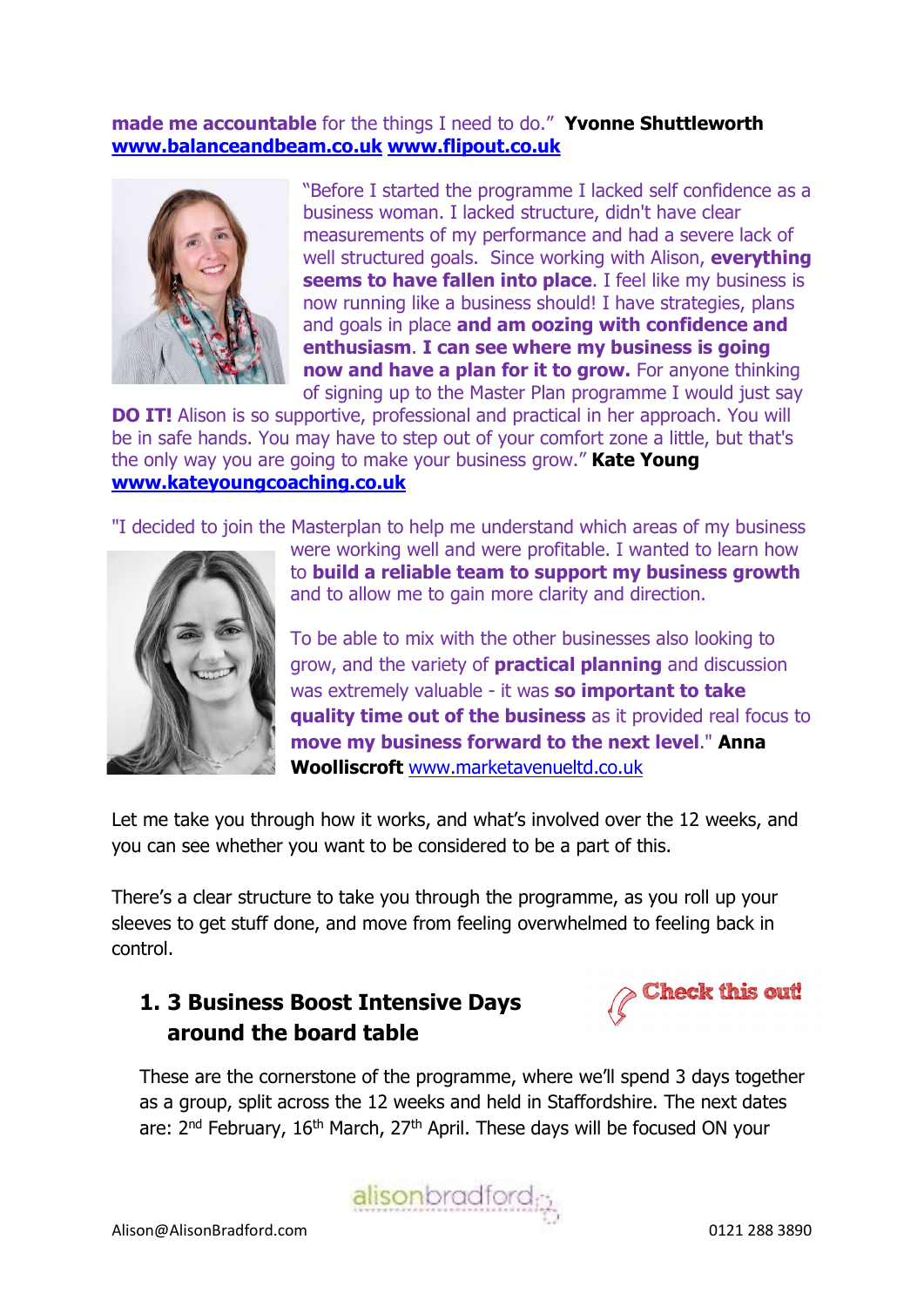**made me accountable** for the things I need to do." **Yvonne Shuttleworth** **www.balanceandbeam.co.uk** **www.flipout.co.uk**

"Before I started the programme I lacked self confidence as a business woman. I lacked structure, didn't have clear measurements of my performance and had a severe lack of well structured goals. Since working with Alison, **everything seems to have fallen into place**. I feel like my business is now running like a business should! I have strategies, plans and goals in place **and am oozing with confidence and enthusiasm**. **I can see where my business is going now and have a plan for it to grow.** For anyone thinking of signing up to the Master Plan programme I would just say **DO IT!** Alison is so supportive, professional and practical in her approach. You will be in safe hands. You may have to step out of your comfort zone a little, but that's the only way you are going to make your business grow." **Kate Young** **www.kateyoungcoaching.co.uk**

"I decided to join the Masterplan to help me understand which areas of my business were working well and were profitable. I wanted to learn how to **build a reliable team to support my business growth** and to allow me to gain more clarity and direction.

To be able to mix with the other businesses also looking to grow, and the variety of **practical planning** and discussion was extremely valuable - it was **so important to take quality time out of the business** as it provided real focus to **move my business forward to the next level**." **Anna Woolliscroft** www.marketavenueltd.co.uk

Let me take you through how it works, and what's involved over the 12 weeks, and you can see whether you want to be considered to be a part of this.

There's a clear structure to take you through the programme, as you roll up your sleeves to get stuff done, and move from feeling overwhelmed to feeling back in control.

### 1. 3 Business Boost Intensive Days around the board table

Check this out!

These are the cornerstone of the programme, where we'll spend 3 days together as a group, split across the 12 weeks and held in Staffordshire. The next dates are: 2nd February, 16th March, 27th April. These days will be focused ON your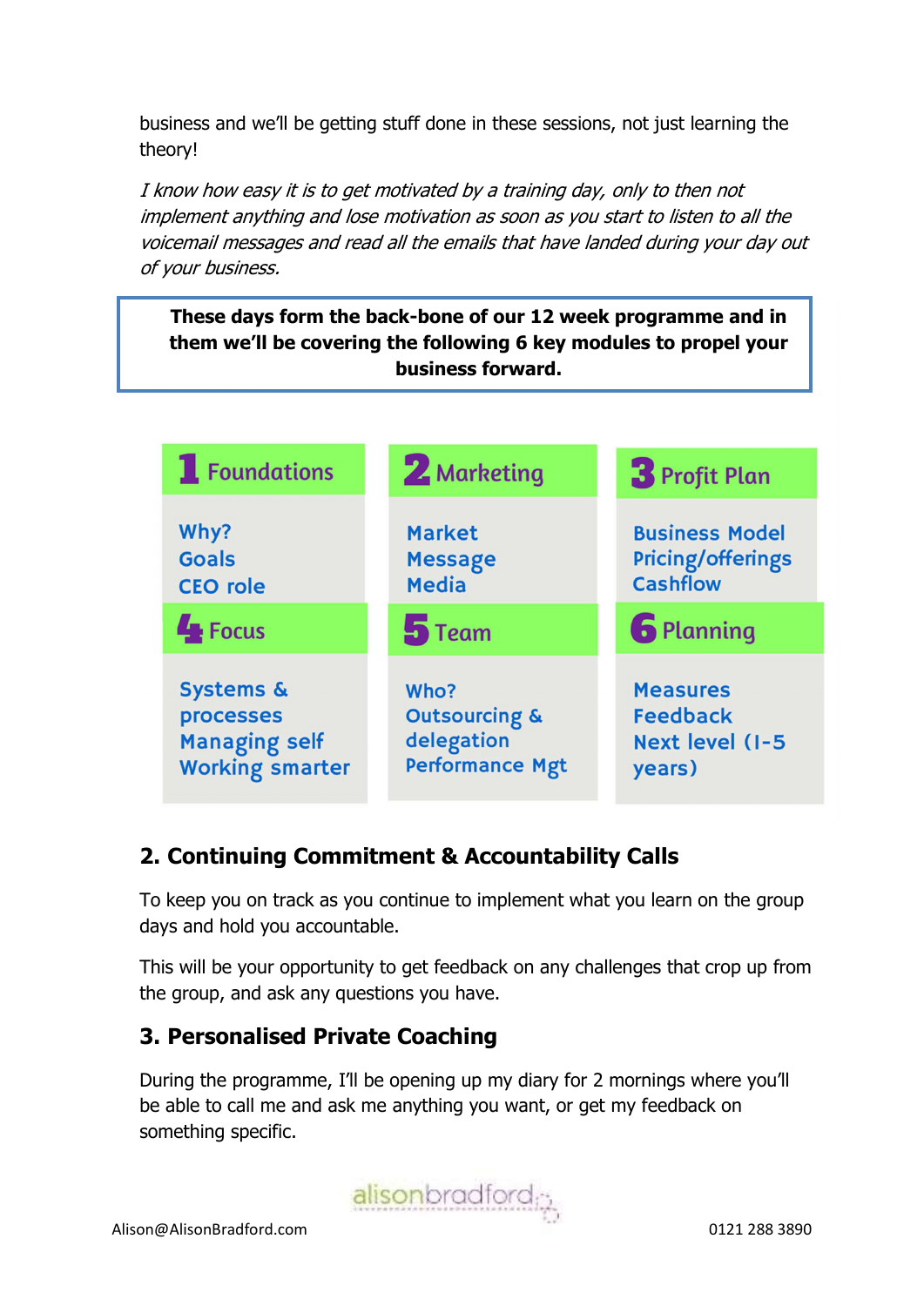business and we'll be getting stuff done in these sessions, not just learning the theory!

*I know how easy it is to get motivated by a training day, only to then not implement anything and lose motivation as soon as you start to listen to all the voicemail messages and read all the emails that have landed during your day out of your business.*

**These days form the back-bone of our 12 week programme and in them we'll be covering the following 6 key modules to propel your business forward.**

| 1 Foundations | 2 Marketing | 3 Profit Plan |
|---|---|---|
| Why?<br>Goals<br>CEO role | Market<br>Message<br>Media | Business Model<br>Pricing/offerings<br>Cashflow |
| **4 Focus** | **5 Team** | **6 Planning** |
| Systems & processes<br>Managing self<br>Working smarter | Who?<br>Outsourcing & delegation<br>Performance Mgt | Measures<br>Feedback<br>Next level (1-5 years) |

## 2. Continuing Commitment & Accountability Calls

To keep you on track as you continue to implement what you learn on the group days and hold you accountable.

This will be your opportunity to get feedback on any challenges that crop up from the group, and ask any questions you have.

## 3. Personalised Private Coaching

During the programme, I'll be opening up my diary for 2 mornings where you'll be able to call me and ask me anything you want, or get my feedback on something specific.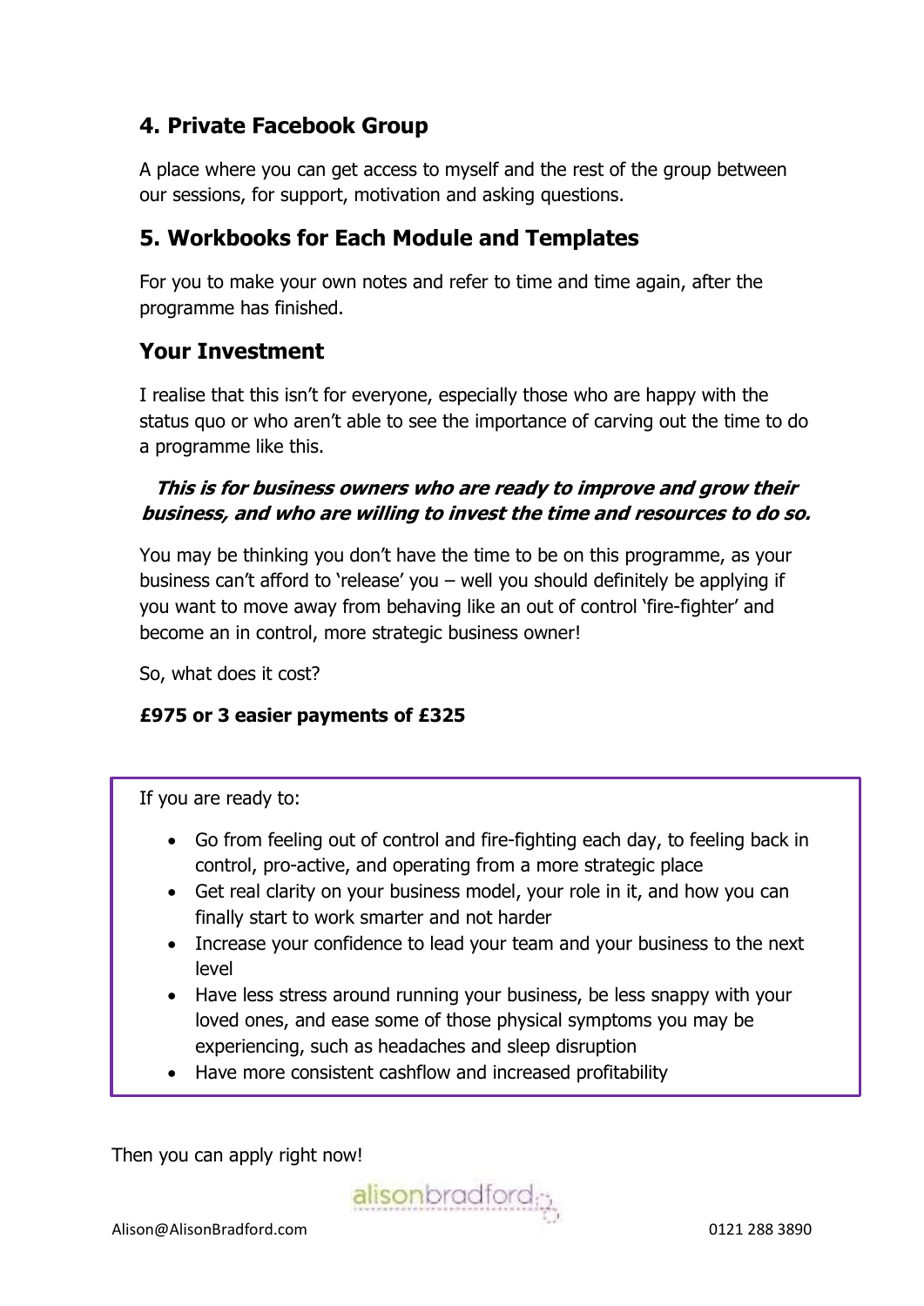## 4. Private Facebook Group

A place where you can get access to myself and the rest of the group between our sessions, for support, motivation and asking questions.

## 5. Workbooks for Each Module and Templates

For you to make your own notes and refer to time and time again, after the programme has finished.

## Your Investment

I realise that this isn't for everyone, especially those who are happy with the status quo or who aren't able to see the importance of carving out the time to do a programme like this.

***This is for business owners who are ready to improve and grow their business, and who are willing to invest the time and resources to do so.***

You may be thinking you don't have the time to be on this programme, as your business can't afford to 'release' you – well you should definitely be applying if you want to move away from behaving like an out of control 'fire-fighter' and become an in control, more strategic business owner!

So, what does it cost?

**£975 or 3 easier payments of £325**

If you are ready to:

- Go from feeling out of control and fire-fighting each day, to feeling back in control, pro-active, and operating from a more strategic place
- Get real clarity on your business model, your role in it, and how you can finally start to work smarter and not harder
- Increase your confidence to lead your team and your business to the next level
- Have less stress around running your business, be less snappy with your loved ones, and ease some of those physical symptoms you may be experiencing, such as headaches and sleep disruption
- Have more consistent cashflow and increased profitability

Then you can apply right now!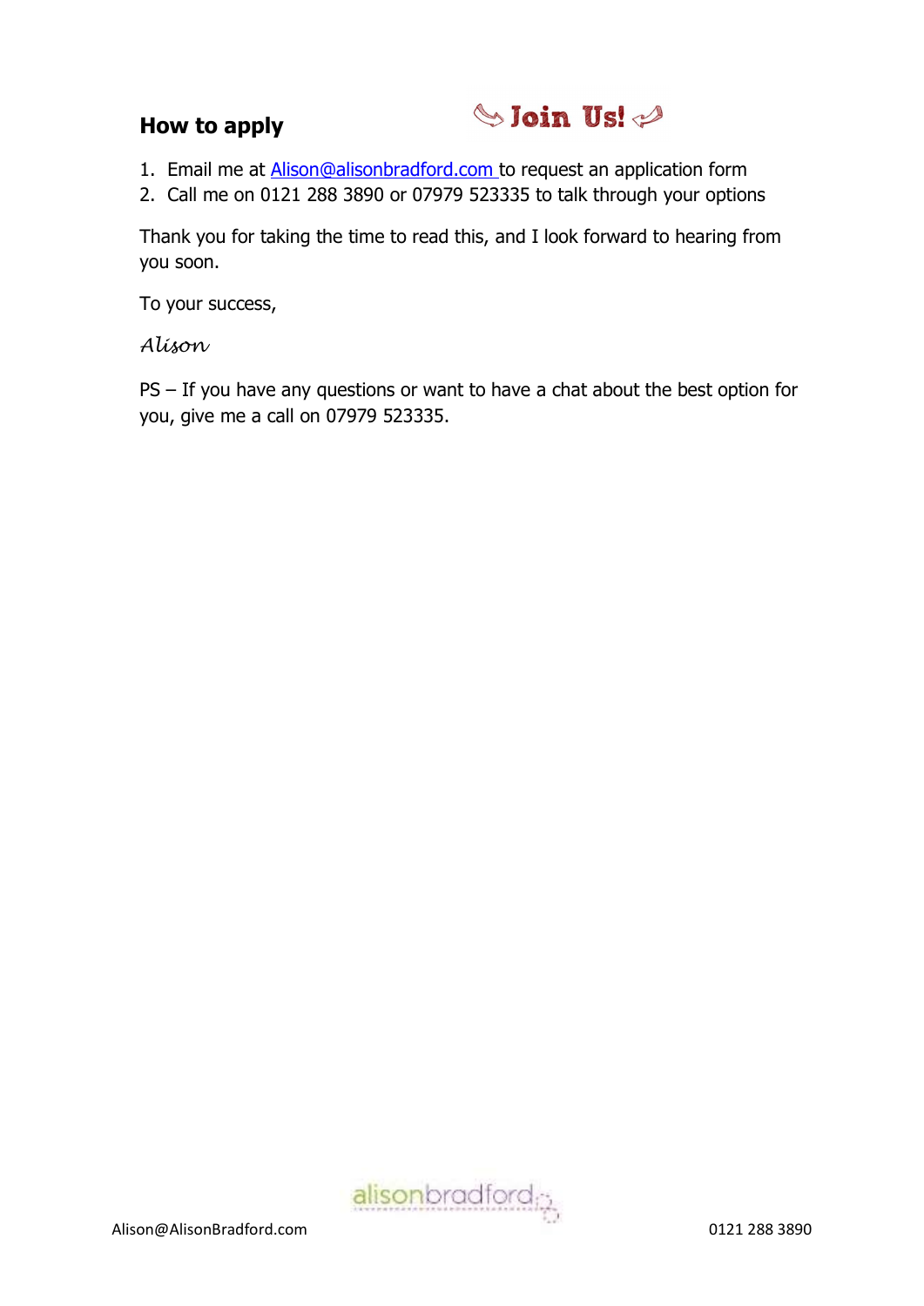## How to apply

Join Us!

1. Email me at Alison@alisonbradford.com to request an application form
2. Call me on 0121 288 3890 or 07979 523335 to talk through your options

Thank you for taking the time to read this, and I look forward to hearing from you soon.

To your success,

*Alison*

PS – If you have any questions or want to have a chat about the best option for you, give me a call on 07979 523335.